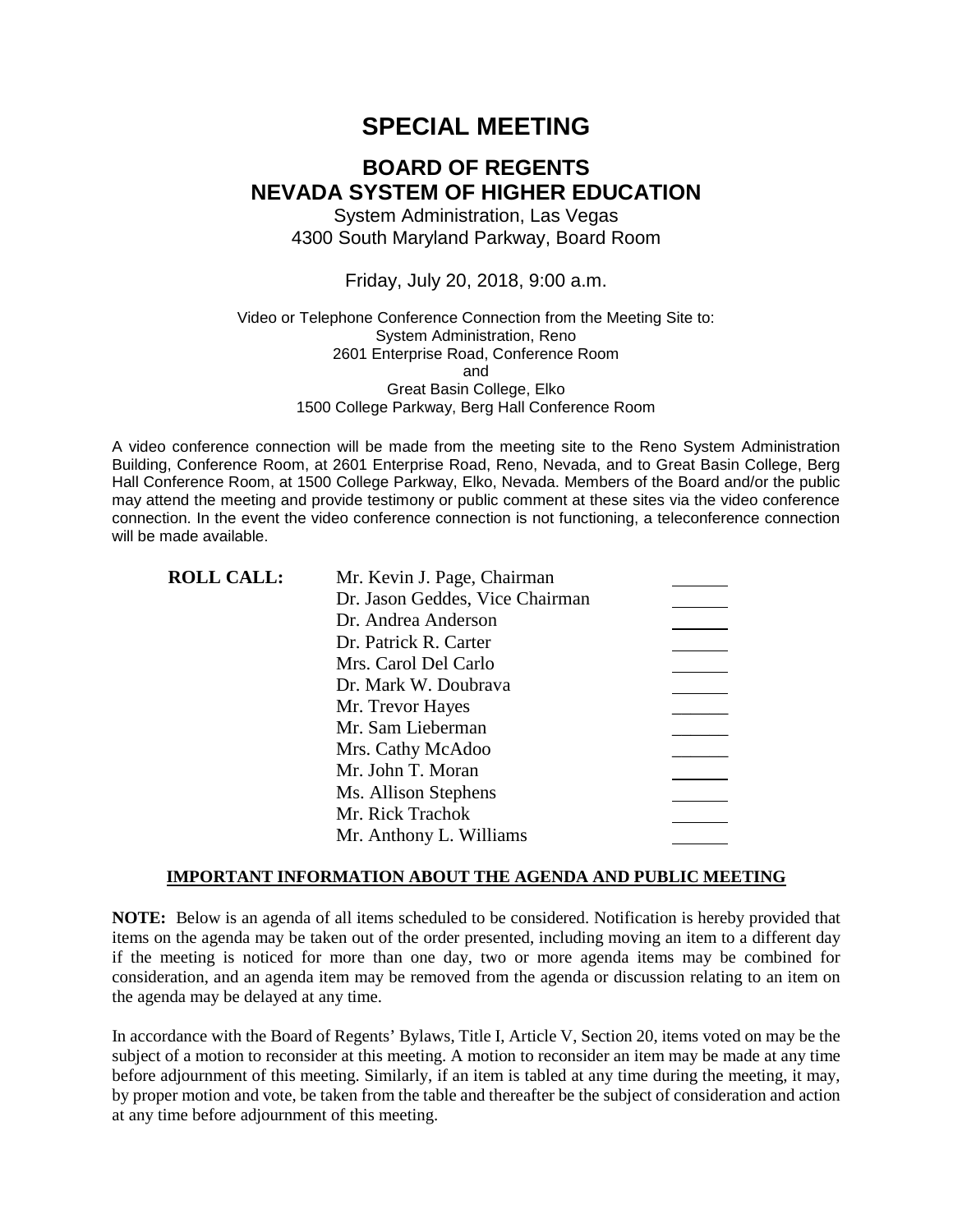# SPECIAL MEETING

## BOARD OF REGENTS
## NEVADA SYSTEM OF HIGHER EDUCATION

System Administration, Las Vegas
4300 South Maryland Parkway, Board Room

Friday, July 20, 2018, 9:00 a.m.

Video or Telephone Conference Connection from the Meeting Site to:
System Administration, Reno
2601 Enterprise Road, Conference Room
and
Great Basin College, Elko
1500 College Parkway, Berg Hall Conference Room

A video conference connection will be made from the meeting site to the Reno System Administration Building, Conference Room, at 2601 Enterprise Road, Reno, Nevada, and to Great Basin College, Berg Hall Conference Room, at 1500 College Parkway, Elko, Nevada. Members of the Board and/or the public may attend the meeting and provide testimony or public comment at these sites via the video conference connection. In the event the video conference connection is not functioning, a teleconference connection will be made available.

**ROLL CALL:**

| | |
|---|---|
| Mr. Kevin J. Page, Chairman | ______ |
| Dr. Jason Geddes, Vice Chairman | ______ |
| Dr. Andrea Anderson | ______ |
| Dr. Patrick R. Carter | ______ |
| Mrs. Carol Del Carlo | ______ |
| Dr. Mark W. Doubrava | ______ |
| Mr. Trevor Hayes | ______ |
| Mr. Sam Lieberman | ______ |
| Mrs. Cathy McAdoo | ______ |
| Mr. John T. Moran | ______ |
| Ms. Allison Stephens | ______ |
| Mr. Rick Trachok | ______ |
| Mr. Anthony L. Williams | ______ |

**IMPORTANT INFORMATION ABOUT THE AGENDA AND PUBLIC MEETING**

**NOTE:** Below is an agenda of all items scheduled to be considered. Notification is hereby provided that items on the agenda may be taken out of the order presented, including moving an item to a different day if the meeting is noticed for more than one day, two or more agenda items may be combined for consideration, and an agenda item may be removed from the agenda or discussion relating to an item on the agenda may be delayed at any time.

In accordance with the Board of Regents' Bylaws, Title I, Article V, Section 20, items voted on may be the subject of a motion to reconsider at this meeting. A motion to reconsider an item may be made at any time before adjournment of this meeting. Similarly, if an item is tabled at any time during the meeting, it may, by proper motion and vote, be taken from the table and thereafter be the subject of consideration and action at any time before adjournment of this meeting.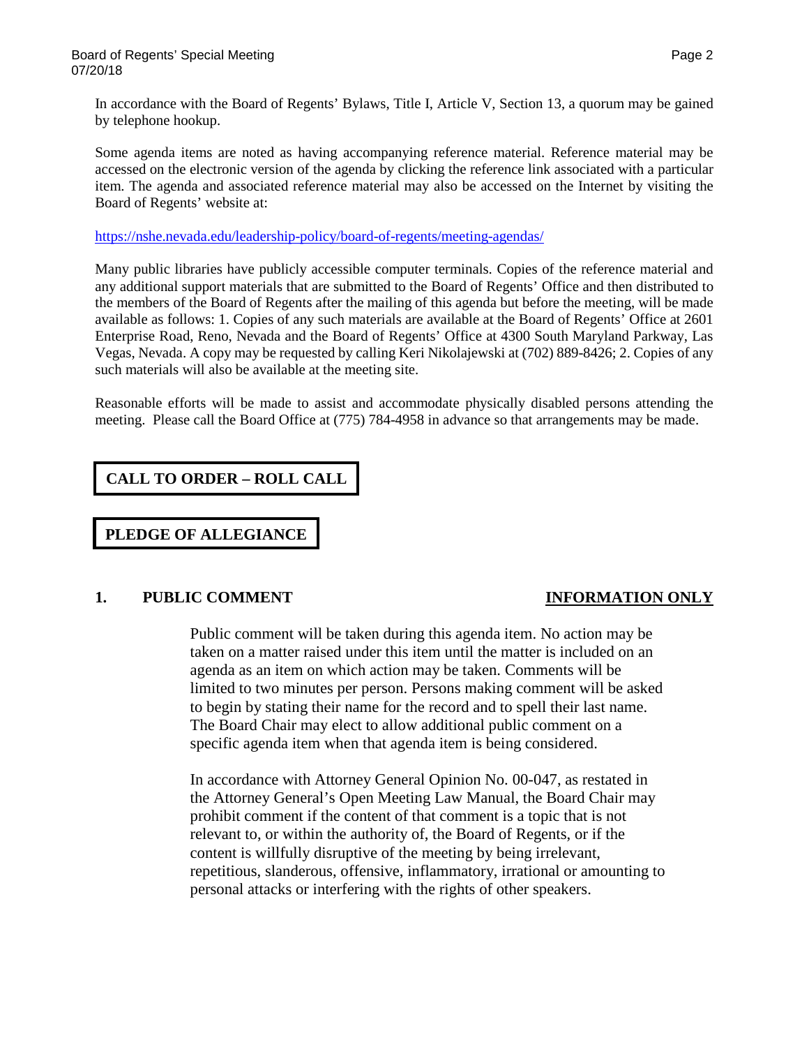In accordance with the Board of Regents' Bylaws, Title I, Article V, Section 13, a quorum may be gained by telephone hookup.

Some agenda items are noted as having accompanying reference material. Reference material may be accessed on the electronic version of the agenda by clicking the reference link associated with a particular item. The agenda and associated reference material may also be accessed on the Internet by visiting the Board of Regents' website at:

https://nshe.nevada.edu/leadership-policy/board-of-regents/meeting-agendas/

Many public libraries have publicly accessible computer terminals. Copies of the reference material and any additional support materials that are submitted to the Board of Regents' Office and then distributed to the members of the Board of Regents after the mailing of this agenda but before the meeting, will be made available as follows: 1. Copies of any such materials are available at the Board of Regents' Office at 2601 Enterprise Road, Reno, Nevada and the Board of Regents' Office at 4300 South Maryland Parkway, Las Vegas, Nevada. A copy may be requested by calling Keri Nikolajewski at (702) 889-8426; 2. Copies of any such materials will also be available at the meeting site.

Reasonable efforts will be made to assist and accommodate physically disabled persons attending the meeting. Please call the Board Office at (775) 784-4958 in advance so that arrangements may be made.

## CALL TO ORDER – ROLL CALL

## PLEDGE OF ALLEGIANCE

## 1. PUBLIC COMMENT — INFORMATION ONLY

Public comment will be taken during this agenda item. No action may be taken on a matter raised under this item until the matter is included on an agenda as an item on which action may be taken. Comments will be limited to two minutes per person. Persons making comment will be asked to begin by stating their name for the record and to spell their last name. The Board Chair may elect to allow additional public comment on a specific agenda item when that agenda item is being considered.

In accordance with Attorney General Opinion No. 00-047, as restated in the Attorney General's Open Meeting Law Manual, the Board Chair may prohibit comment if the content of that comment is a topic that is not relevant to, or within the authority of, the Board of Regents, or if the content is willfully disruptive of the meeting by being irrelevant, repetitious, slanderous, offensive, inflammatory, irrational or amounting to personal attacks or interfering with the rights of other speakers.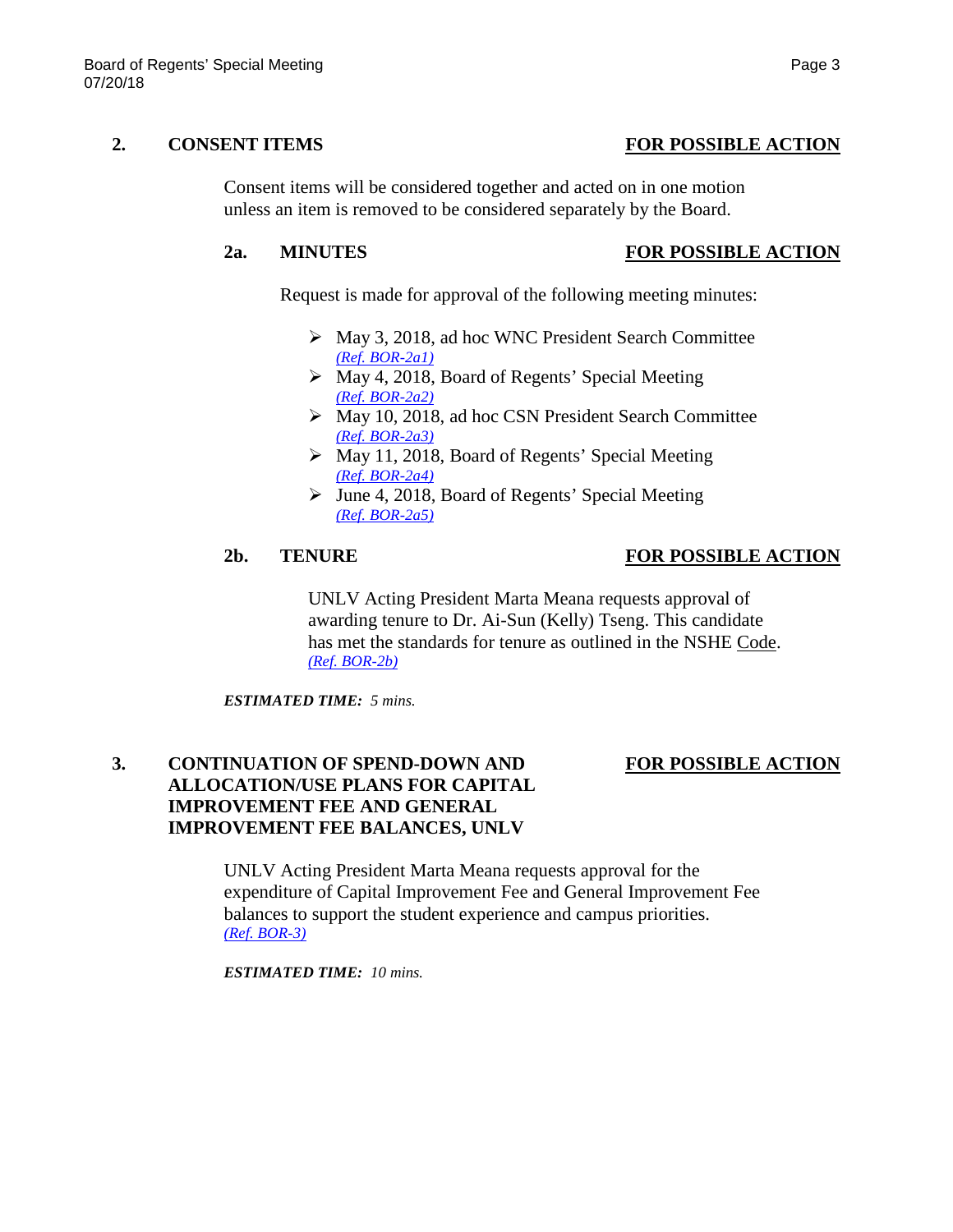## 2. CONSENT ITEMS — FOR POSSIBLE ACTION

Consent items will be considered together and acted on in one motion unless an item is removed to be considered separately by the Board.

### 2a. MINUTES — FOR POSSIBLE ACTION

Request is made for approval of the following meeting minutes:

- May 3, 2018, ad hoc WNC President Search Committee *(Ref. BOR-2a1)*
- May 4, 2018, Board of Regents' Special Meeting *(Ref. BOR-2a2)*
- May 10, 2018, ad hoc CSN President Search Committee *(Ref. BOR-2a3)*
- May 11, 2018, Board of Regents' Special Meeting *(Ref. BOR-2a4)*
- June 4, 2018, Board of Regents' Special Meeting *(Ref. BOR-2a5)*

### 2b. TENURE — FOR POSSIBLE ACTION

UNLV Acting President Marta Meana requests approval of awarding tenure to Dr. Ai-Sun (Kelly) Tseng. This candidate has met the standards for tenure as outlined in the NSHE Code. *(Ref. BOR-2b)*

***ESTIMATED TIME:** 5 mins.*

## 3. CONTINUATION OF SPEND-DOWN AND ALLOCATION/USE PLANS FOR CAPITAL IMPROVEMENT FEE AND GENERAL IMPROVEMENT FEE BALANCES, UNLV — FOR POSSIBLE ACTION

UNLV Acting President Marta Meana requests approval for the expenditure of Capital Improvement Fee and General Improvement Fee balances to support the student experience and campus priorities. *(Ref. BOR-3)*

***ESTIMATED TIME:** 10 mins.*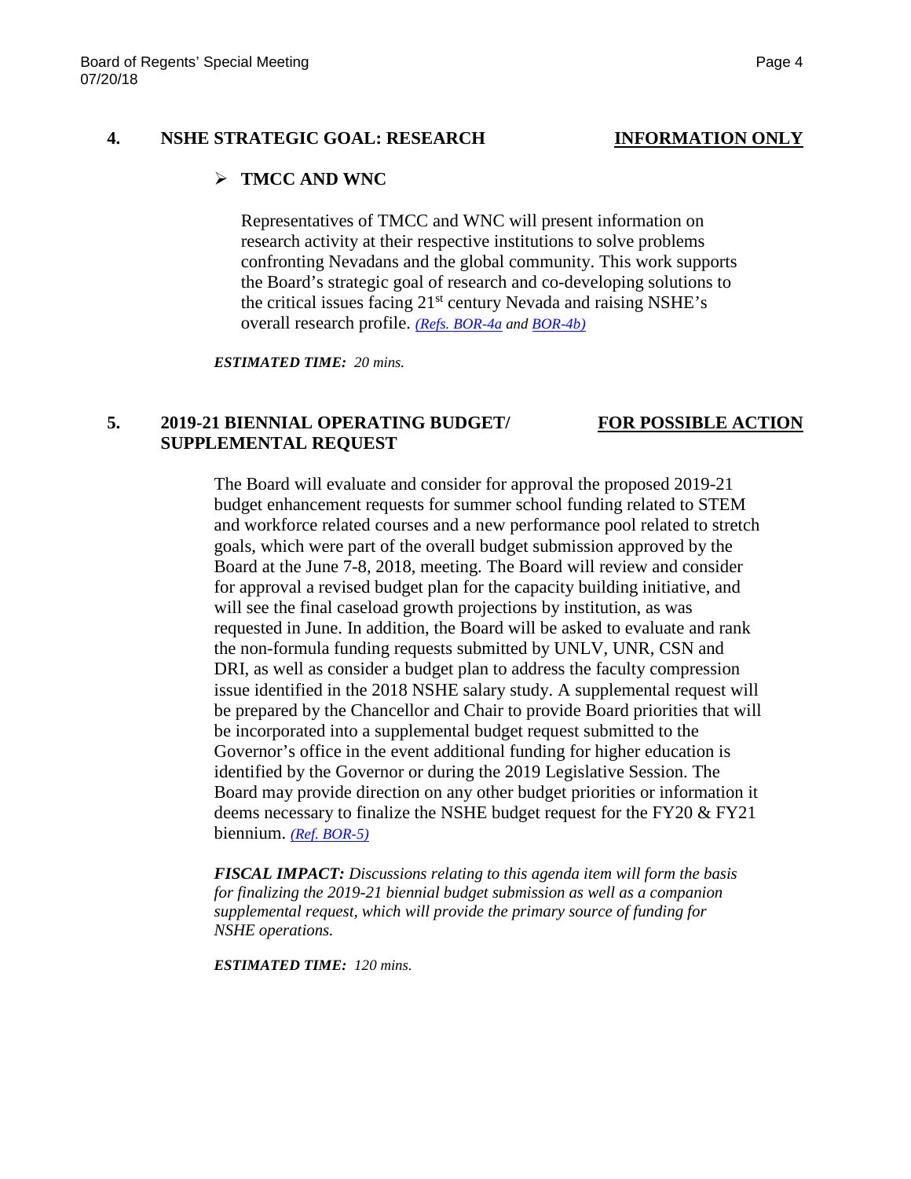## 4. NSHE STRATEGIC GOAL: RESEARCH — INFORMATION ONLY

- **TMCC AND WNC**

Representatives of TMCC and WNC will present information on research activity at their respective institutions to solve problems confronting Nevadans and the global community. This work supports the Board's strategic goal of research and co-developing solutions to the critical issues facing 21st century Nevada and raising NSHE's overall research profile. *(Refs. BOR-4a and BOR-4b)*

***ESTIMATED TIME:** 20 mins.*

## 5. 2019-21 BIENNIAL OPERATING BUDGET/ SUPPLEMENTAL REQUEST — FOR POSSIBLE ACTION

The Board will evaluate and consider for approval the proposed 2019-21 budget enhancement requests for summer school funding related to STEM and workforce related courses and a new performance pool related to stretch goals, which were part of the overall budget submission approved by the Board at the June 7-8, 2018, meeting. The Board will review and consider for approval a revised budget plan for the capacity building initiative, and will see the final caseload growth projections by institution, as was requested in June. In addition, the Board will be asked to evaluate and rank the non-formula funding requests submitted by UNLV, UNR, CSN and DRI, as well as consider a budget plan to address the faculty compression issue identified in the 2018 NSHE salary study. A supplemental request will be prepared by the Chancellor and Chair to provide Board priorities that will be incorporated into a supplemental budget request submitted to the Governor's office in the event additional funding for higher education is identified by the Governor or during the 2019 Legislative Session. The Board may provide direction on any other budget priorities or information it deems necessary to finalize the NSHE budget request for the FY20 & FY21 biennium. *(Ref. BOR-5)*

***FISCAL IMPACT:** Discussions relating to this agenda item will form the basis for finalizing the 2019-21 biennial budget submission as well as a companion supplemental request, which will provide the primary source of funding for NSHE operations.*

***ESTIMATED TIME:** 120 mins.*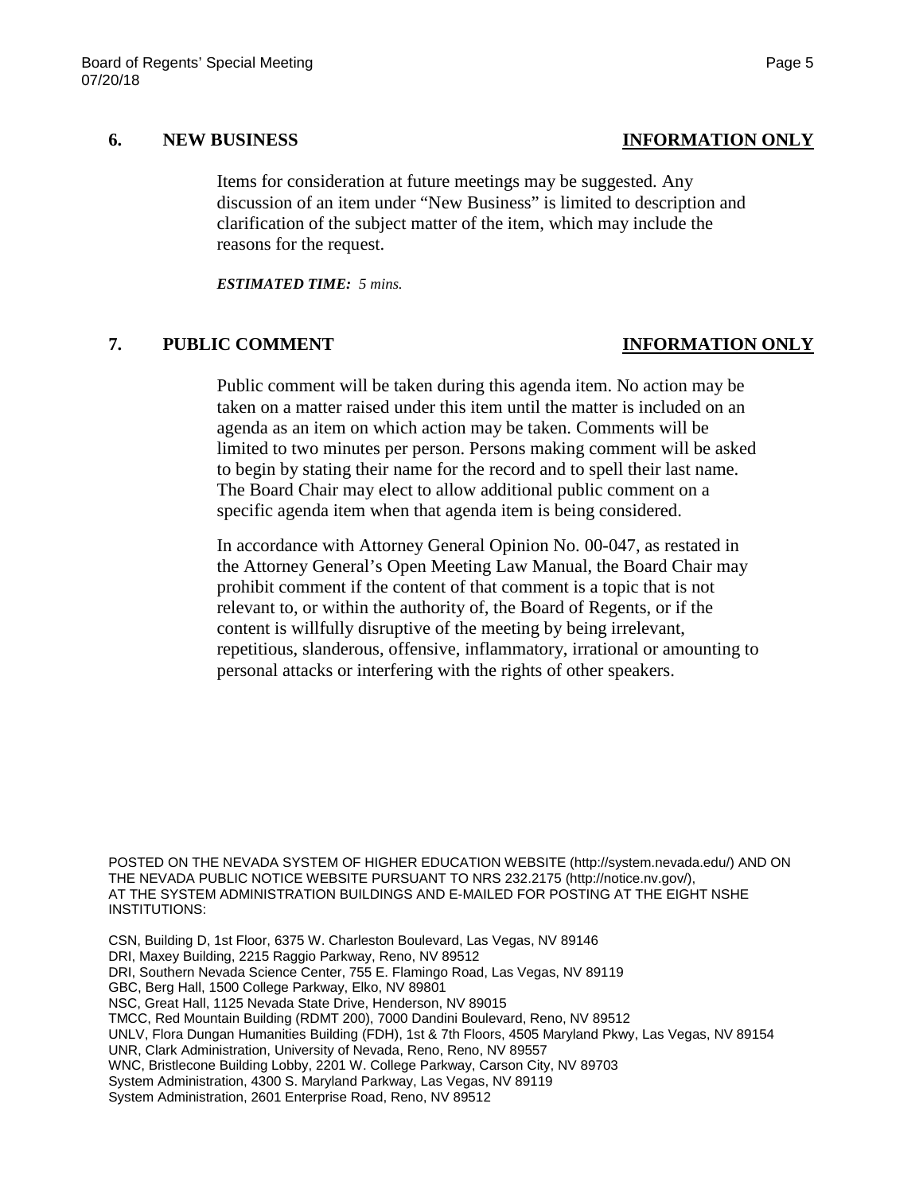## 6. NEW BUSINESS **INFORMATION ONLY**

Items for consideration at future meetings may be suggested. Any discussion of an item under "New Business" is limited to description and clarification of the subject matter of the item, which may include the reasons for the request.

***ESTIMATED TIME:*** *5 mins.*

## 7. PUBLIC COMMENT **INFORMATION ONLY**

Public comment will be taken during this agenda item. No action may be taken on a matter raised under this item until the matter is included on an agenda as an item on which action may be taken. Comments will be limited to two minutes per person. Persons making comment will be asked to begin by stating their name for the record and to spell their last name. The Board Chair may elect to allow additional public comment on a specific agenda item when that agenda item is being considered.

In accordance with Attorney General Opinion No. 00-047, as restated in the Attorney General's Open Meeting Law Manual, the Board Chair may prohibit comment if the content of that comment is a topic that is not relevant to, or within the authority of, the Board of Regents, or if the content is willfully disruptive of the meeting by being irrelevant, repetitious, slanderous, offensive, inflammatory, irrational or amounting to personal attacks or interfering with the rights of other speakers.

POSTED ON THE NEVADA SYSTEM OF HIGHER EDUCATION WEBSITE (http://system.nevada.edu/) AND ON THE NEVADA PUBLIC NOTICE WEBSITE PURSUANT TO NRS 232.2175 (http://notice.nv.gov/), AT THE SYSTEM ADMINISTRATION BUILDINGS AND E-MAILED FOR POSTING AT THE EIGHT NSHE INSTITUTIONS:

CSN, Building D, 1st Floor, 6375 W. Charleston Boulevard, Las Vegas, NV 89146
DRI, Maxey Building, 2215 Raggio Parkway, Reno, NV 89512
DRI, Southern Nevada Science Center, 755 E. Flamingo Road, Las Vegas, NV 89119
GBC, Berg Hall, 1500 College Parkway, Elko, NV 89801
NSC, Great Hall, 1125 Nevada State Drive, Henderson, NV 89015
TMCC, Red Mountain Building (RDMT 200), 7000 Dandini Boulevard, Reno, NV 89512
UNLV, Flora Dungan Humanities Building (FDH), 1st & 7th Floors, 4505 Maryland Pkwy, Las Vegas, NV 89154
UNR, Clark Administration, University of Nevada, Reno, Reno, NV 89557
WNC, Bristlecone Building Lobby, 2201 W. College Parkway, Carson City, NV 89703
System Administration, 4300 S. Maryland Parkway, Las Vegas, NV 89119
System Administration, 2601 Enterprise Road, Reno, NV 89512